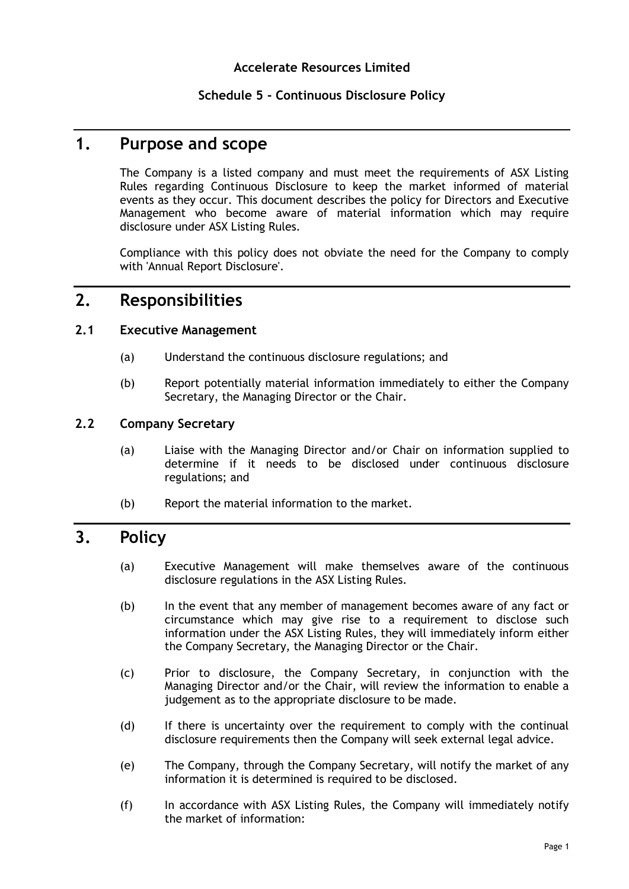**Accelerate Resources Limited**

**Schedule 5 - Continuous Disclosure Policy**

# 1. Purpose and scope

The Company is a listed company and must meet the requirements of ASX Listing Rules regarding Continuous Disclosure to keep the market informed of material events as they occur. This document describes the policy for Directors and Executive Management who become aware of material information which may require disclosure under ASX Listing Rules.

Compliance with this policy does not obviate the need for the Company to comply with 'Annual Report Disclosure'.

# 2. Responsibilities

## 2.1 Executive Management

(a) Understand the continuous disclosure regulations; and

(b) Report potentially material information immediately to either the Company Secretary, the Managing Director or the Chair.

## 2.2 Company Secretary

(a) Liaise with the Managing Director and/or Chair on information supplied to determine if it needs to be disclosed under continuous disclosure regulations; and

(b) Report the material information to the market.

# 3. Policy

(a) Executive Management will make themselves aware of the continuous disclosure regulations in the ASX Listing Rules.

(b) In the event that any member of management becomes aware of any fact or circumstance which may give rise to a requirement to disclose such information under the ASX Listing Rules, they will immediately inform either the Company Secretary, the Managing Director or the Chair.

(c) Prior to disclosure, the Company Secretary, in conjunction with the Managing Director and/or the Chair, will review the information to enable a judgement as to the appropriate disclosure to be made.

(d) If there is uncertainty over the requirement to comply with the continual disclosure requirements then the Company will seek external legal advice.

(e) The Company, through the Company Secretary, will notify the market of any information it is determined is required to be disclosed.

(f) In accordance with ASX Listing Rules, the Company will immediately notify the market of information: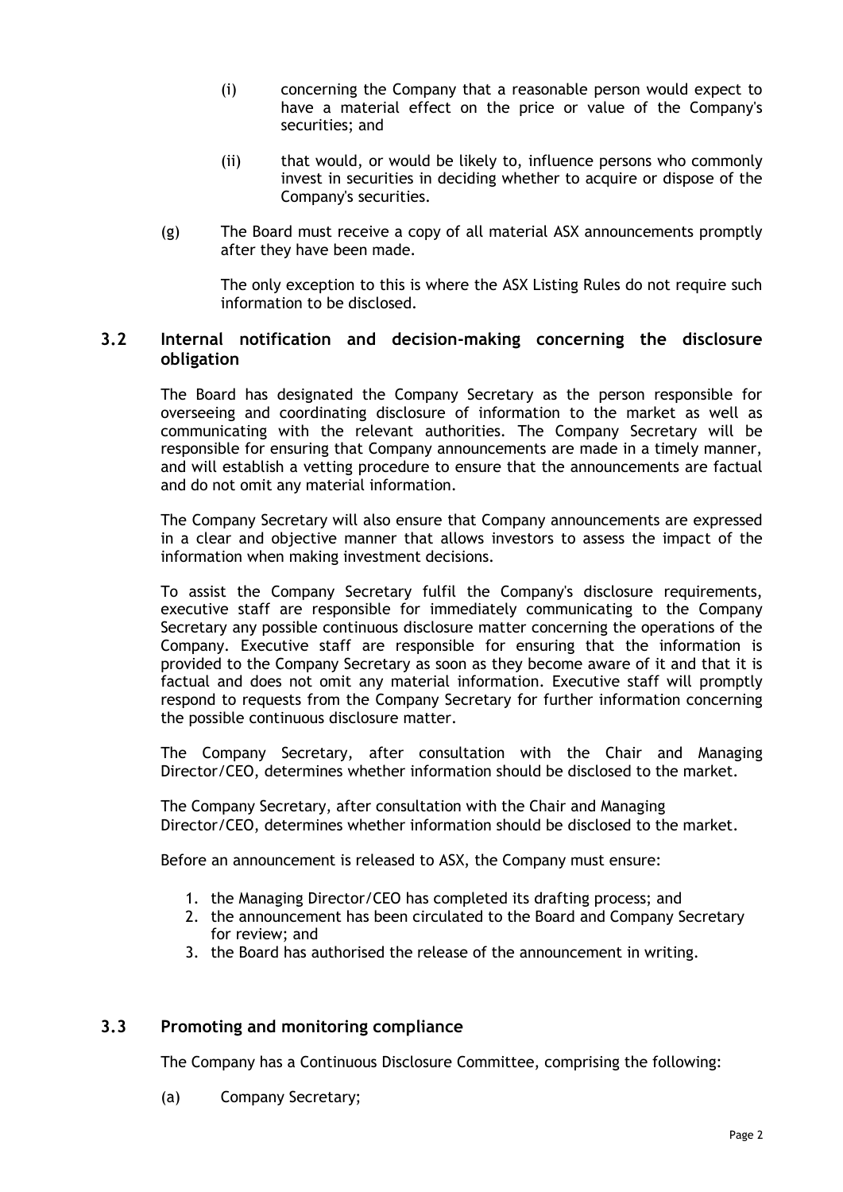(i) concerning the Company that a reasonable person would expect to have a material effect on the price or value of the Company's securities; and

(ii) that would, or would be likely to, influence persons who commonly invest in securities in deciding whether to acquire or dispose of the Company's securities.

(g) The Board must receive a copy of all material ASX announcements promptly after they have been made.

The only exception to this is where the ASX Listing Rules do not require such information to be disclosed.

## 3.2 Internal notification and decision-making concerning the disclosure obligation

The Board has designated the Company Secretary as the person responsible for overseeing and coordinating disclosure of information to the market as well as communicating with the relevant authorities. The Company Secretary will be responsible for ensuring that Company announcements are made in a timely manner, and will establish a vetting procedure to ensure that the announcements are factual and do not omit any material information.

The Company Secretary will also ensure that Company announcements are expressed in a clear and objective manner that allows investors to assess the impact of the information when making investment decisions.

To assist the Company Secretary fulfil the Company's disclosure requirements, executive staff are responsible for immediately communicating to the Company Secretary any possible continuous disclosure matter concerning the operations of the Company. Executive staff are responsible for ensuring that the information is provided to the Company Secretary as soon as they become aware of it and that it is factual and does not omit any material information. Executive staff will promptly respond to requests from the Company Secretary for further information concerning the possible continuous disclosure matter.

The Company Secretary, after consultation with the Chair and Managing Director/CEO, determines whether information should be disclosed to the market.

The Company Secretary, after consultation with the Chair and Managing Director/CEO, determines whether information should be disclosed to the market.

Before an announcement is released to ASX, the Company must ensure:

1. the Managing Director/CEO has completed its drafting process; and
2. the announcement has been circulated to the Board and Company Secretary for review; and
3. the Board has authorised the release of the announcement in writing.

## 3.3 Promoting and monitoring compliance

The Company has a Continuous Disclosure Committee, comprising the following:

(a) Company Secretary;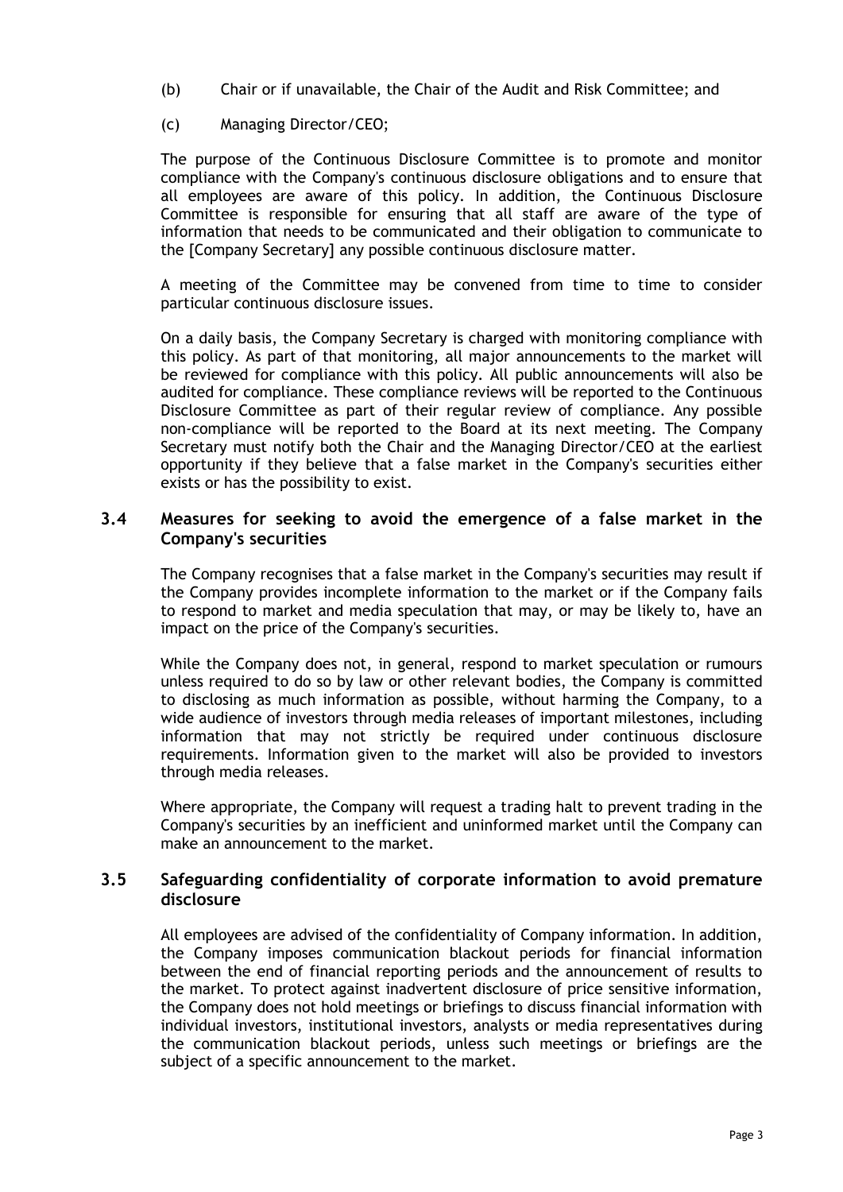(b) Chair or if unavailable, the Chair of the Audit and Risk Committee; and

(c) Managing Director/CEO;

The purpose of the Continuous Disclosure Committee is to promote and monitor compliance with the Company's continuous disclosure obligations and to ensure that all employees are aware of this policy. In addition, the Continuous Disclosure Committee is responsible for ensuring that all staff are aware of the type of information that needs to be communicated and their obligation to communicate to the [Company Secretary] any possible continuous disclosure matter.

A meeting of the Committee may be convened from time to time to consider particular continuous disclosure issues.

On a daily basis, the Company Secretary is charged with monitoring compliance with this policy. As part of that monitoring, all major announcements to the market will be reviewed for compliance with this policy. All public announcements will also be audited for compliance. These compliance reviews will be reported to the Continuous Disclosure Committee as part of their regular review of compliance. Any possible non-compliance will be reported to the Board at its next meeting. The Company Secretary must notify both the Chair and the Managing Director/CEO at the earliest opportunity if they believe that a false market in the Company's securities either exists or has the possibility to exist.

### 3.4 Measures for seeking to avoid the emergence of a false market in the Company's securities

The Company recognises that a false market in the Company's securities may result if the Company provides incomplete information to the market or if the Company fails to respond to market and media speculation that may, or may be likely to, have an impact on the price of the Company's securities.

While the Company does not, in general, respond to market speculation or rumours unless required to do so by law or other relevant bodies, the Company is committed to disclosing as much information as possible, without harming the Company, to a wide audience of investors through media releases of important milestones, including information that may not strictly be required under continuous disclosure requirements. Information given to the market will also be provided to investors through media releases.

Where appropriate, the Company will request a trading halt to prevent trading in the Company's securities by an inefficient and uninformed market until the Company can make an announcement to the market.

### 3.5 Safeguarding confidentiality of corporate information to avoid premature disclosure

All employees are advised of the confidentiality of Company information. In addition, the Company imposes communication blackout periods for financial information between the end of financial reporting periods and the announcement of results to the market. To protect against inadvertent disclosure of price sensitive information, the Company does not hold meetings or briefings to discuss financial information with individual investors, institutional investors, analysts or media representatives during the communication blackout periods, unless such meetings or briefings are the subject of a specific announcement to the market.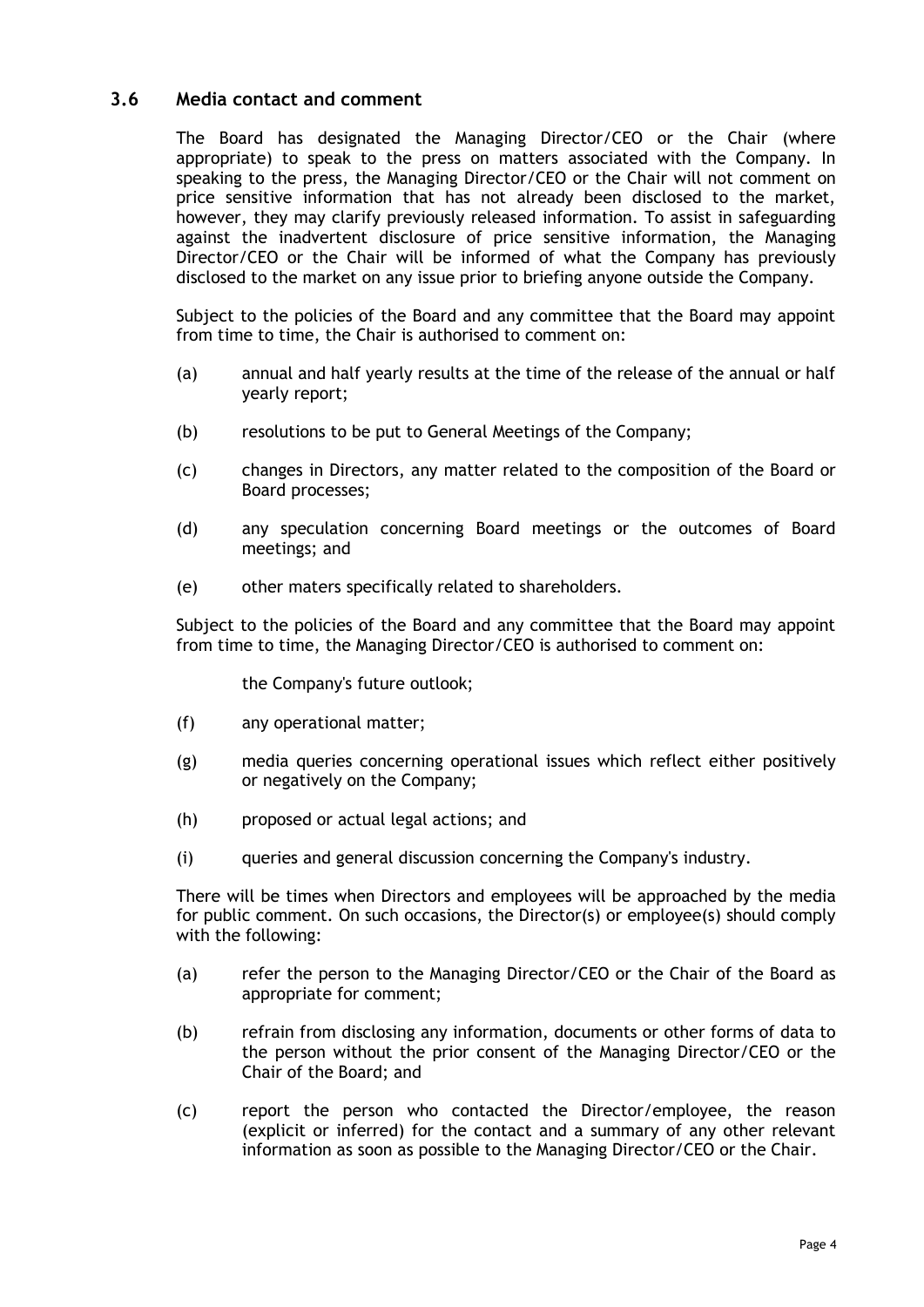### 3.6 Media contact and comment

The Board has designated the Managing Director/CEO or the Chair (where appropriate) to speak to the press on matters associated with the Company. In speaking to the press, the Managing Director/CEO or the Chair will not comment on price sensitive information that has not already been disclosed to the market, however, they may clarify previously released information. To assist in safeguarding against the inadvertent disclosure of price sensitive information, the Managing Director/CEO or the Chair will be informed of what the Company has previously disclosed to the market on any issue prior to briefing anyone outside the Company.

Subject to the policies of the Board and any committee that the Board may appoint from time to time, the Chair is authorised to comment on:

(a) annual and half yearly results at the time of the release of the annual or half yearly report;

(b) resolutions to be put to General Meetings of the Company;

(c) changes in Directors, any matter related to the composition of the Board or Board processes;

(d) any speculation concerning Board meetings or the outcomes of Board meetings; and

(e) other maters specifically related to shareholders.

Subject to the policies of the Board and any committee that the Board may appoint from time to time, the Managing Director/CEO is authorised to comment on:

the Company's future outlook;

(f) any operational matter;

(g) media queries concerning operational issues which reflect either positively or negatively on the Company;

(h) proposed or actual legal actions; and

(i) queries and general discussion concerning the Company's industry.

There will be times when Directors and employees will be approached by the media for public comment. On such occasions, the Director(s) or employee(s) should comply with the following:

(a) refer the person to the Managing Director/CEO or the Chair of the Board as appropriate for comment;

(b) refrain from disclosing any information, documents or other forms of data to the person without the prior consent of the Managing Director/CEO or the Chair of the Board; and

(c) report the person who contacted the Director/employee, the reason (explicit or inferred) for the contact and a summary of any other relevant information as soon as possible to the Managing Director/CEO or the Chair.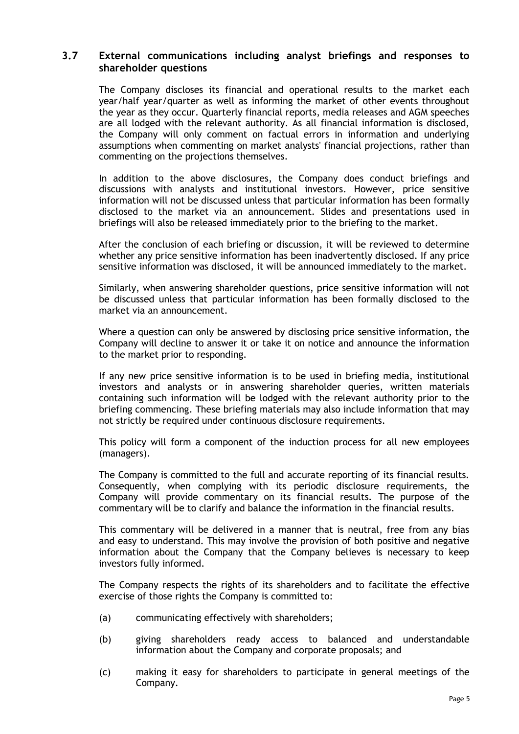### 3.7 External communications including analyst briefings and responses to shareholder questions

The Company discloses its financial and operational results to the market each year/half year/quarter as well as informing the market of other events throughout the year as they occur. Quarterly financial reports, media releases and AGM speeches are all lodged with the relevant authority. As all financial information is disclosed, the Company will only comment on factual errors in information and underlying assumptions when commenting on market analysts' financial projections, rather than commenting on the projections themselves.

In addition to the above disclosures, the Company does conduct briefings and discussions with analysts and institutional investors. However, price sensitive information will not be discussed unless that particular information has been formally disclosed to the market via an announcement. Slides and presentations used in briefings will also be released immediately prior to the briefing to the market.

After the conclusion of each briefing or discussion, it will be reviewed to determine whether any price sensitive information has been inadvertently disclosed. If any price sensitive information was disclosed, it will be announced immediately to the market.

Similarly, when answering shareholder questions, price sensitive information will not be discussed unless that particular information has been formally disclosed to the market via an announcement.

Where a question can only be answered by disclosing price sensitive information, the Company will decline to answer it or take it on notice and announce the information to the market prior to responding.

If any new price sensitive information is to be used in briefing media, institutional investors and analysts or in answering shareholder queries, written materials containing such information will be lodged with the relevant authority prior to the briefing commencing. These briefing materials may also include information that may not strictly be required under continuous disclosure requirements.

This policy will form a component of the induction process for all new employees (managers).

The Company is committed to the full and accurate reporting of its financial results. Consequently, when complying with its periodic disclosure requirements, the Company will provide commentary on its financial results. The purpose of the commentary will be to clarify and balance the information in the financial results.

This commentary will be delivered in a manner that is neutral, free from any bias and easy to understand. This may involve the provision of both positive and negative information about the Company that the Company believes is necessary to keep investors fully informed.

The Company respects the rights of its shareholders and to facilitate the effective exercise of those rights the Company is committed to:

(a) communicating effectively with shareholders;

(b) giving shareholders ready access to balanced and understandable information about the Company and corporate proposals; and

(c) making it easy for shareholders to participate in general meetings of the Company.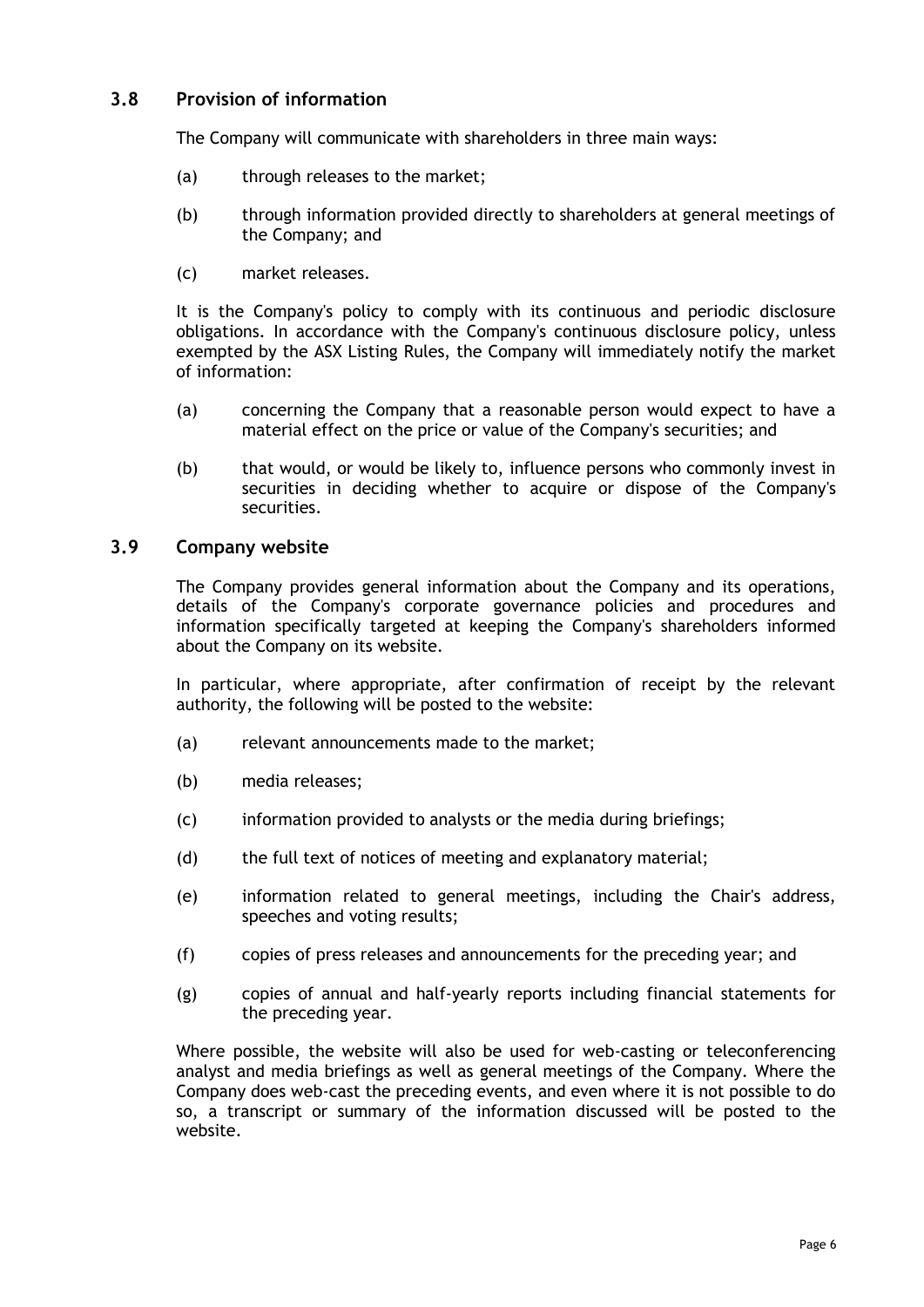### 3.8 Provision of information

The Company will communicate with shareholders in three main ways:

(a) through releases to the market;

(b) through information provided directly to shareholders at general meetings of the Company; and

(c) market releases.

It is the Company's policy to comply with its continuous and periodic disclosure obligations. In accordance with the Company's continuous disclosure policy, unless exempted by the ASX Listing Rules, the Company will immediately notify the market of information:

(a) concerning the Company that a reasonable person would expect to have a material effect on the price or value of the Company's securities; and

(b) that would, or would be likely to, influence persons who commonly invest in securities in deciding whether to acquire or dispose of the Company's securities.

### 3.9 Company website

The Company provides general information about the Company and its operations, details of the Company's corporate governance policies and procedures and information specifically targeted at keeping the Company's shareholders informed about the Company on its website.

In particular, where appropriate, after confirmation of receipt by the relevant authority, the following will be posted to the website:

(a) relevant announcements made to the market;

(b) media releases;

(c) information provided to analysts or the media during briefings;

(d) the full text of notices of meeting and explanatory material;

(e) information related to general meetings, including the Chair's address, speeches and voting results;

(f) copies of press releases and announcements for the preceding year; and

(g) copies of annual and half-yearly reports including financial statements for the preceding year.

Where possible, the website will also be used for web-casting or teleconferencing analyst and media briefings as well as general meetings of the Company. Where the Company does web-cast the preceding events, and even where it is not possible to do so, a transcript or summary of the information discussed will be posted to the website.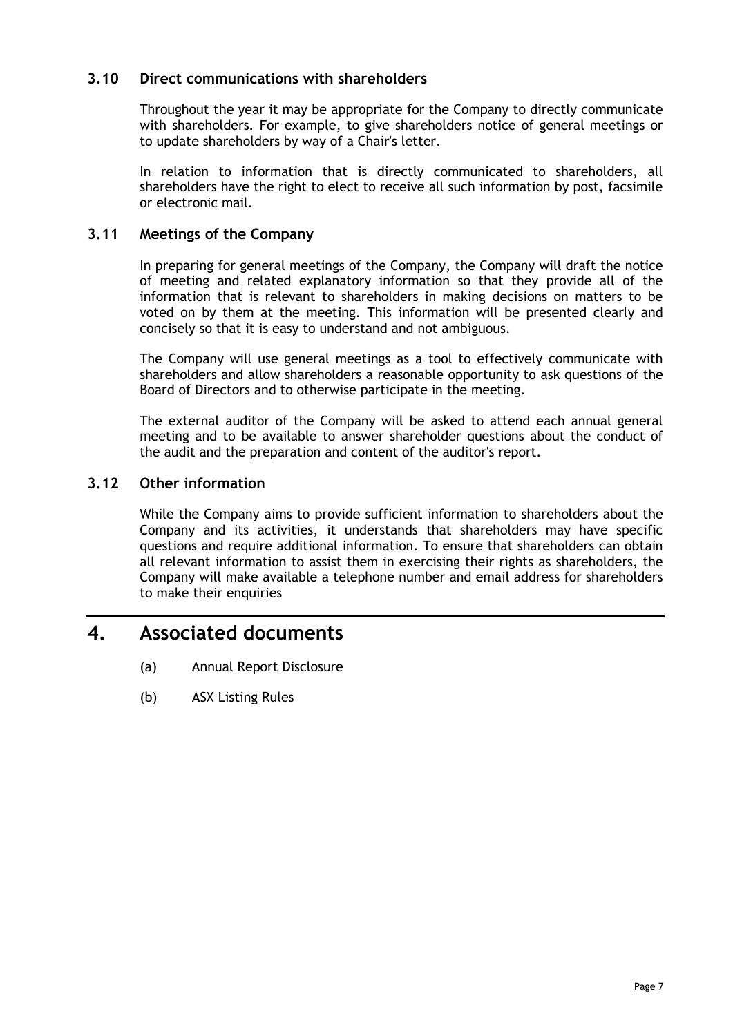### 3.10 Direct communications with shareholders

Throughout the year it may be appropriate for the Company to directly communicate with shareholders. For example, to give shareholders notice of general meetings or to update shareholders by way of a Chair's letter.

In relation to information that is directly communicated to shareholders, all shareholders have the right to elect to receive all such information by post, facsimile or electronic mail.

### 3.11 Meetings of the Company

In preparing for general meetings of the Company, the Company will draft the notice of meeting and related explanatory information so that they provide all of the information that is relevant to shareholders in making decisions on matters to be voted on by them at the meeting. This information will be presented clearly and concisely so that it is easy to understand and not ambiguous.

The Company will use general meetings as a tool to effectively communicate with shareholders and allow shareholders a reasonable opportunity to ask questions of the Board of Directors and to otherwise participate in the meeting.

The external auditor of the Company will be asked to attend each annual general meeting and to be available to answer shareholder questions about the conduct of the audit and the preparation and content of the auditor's report.

### 3.12 Other information

While the Company aims to provide sufficient information to shareholders about the Company and its activities, it understands that shareholders may have specific questions and require additional information. To ensure that shareholders can obtain all relevant information to assist them in exercising their rights as shareholders, the Company will make available a telephone number and email address for shareholders to make their enquiries

## 4. Associated documents

(a) Annual Report Disclosure

(b) ASX Listing Rules